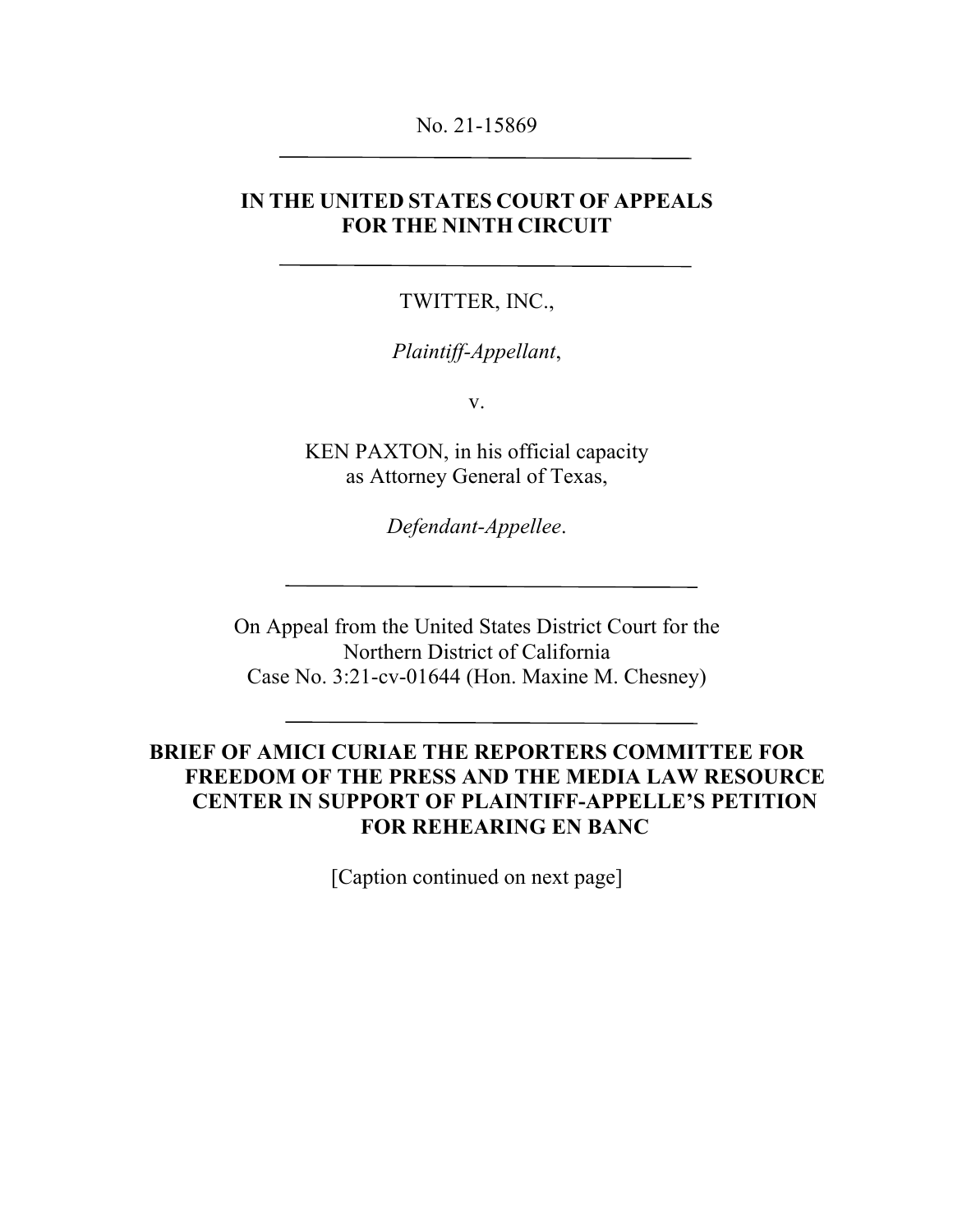No. 21-15869

---

**IN THE UNITED STATES COURT OF APPEALS FOR THE NINTH CIRCUIT**

---

TWITTER, INC.,

*Plaintiff-Appellant*,

v.

KEN PAXTON, in his official capacity as Attorney General of Texas,

*Defendant-Appellee*.

---

On Appeal from the United States District Court for the Northern District of California
Case No. 3:21-cv-01644 (Hon. Maxine M. Chesney)

---

**BRIEF OF AMICI CURIAE THE REPORTERS COMMITTEE FOR FREEDOM OF THE PRESS AND THE MEDIA LAW RESOURCE CENTER IN SUPPORT OF PLAINTIFF-APPELLE'S PETITION FOR REHEARING EN BANC**

[Caption continued on next page]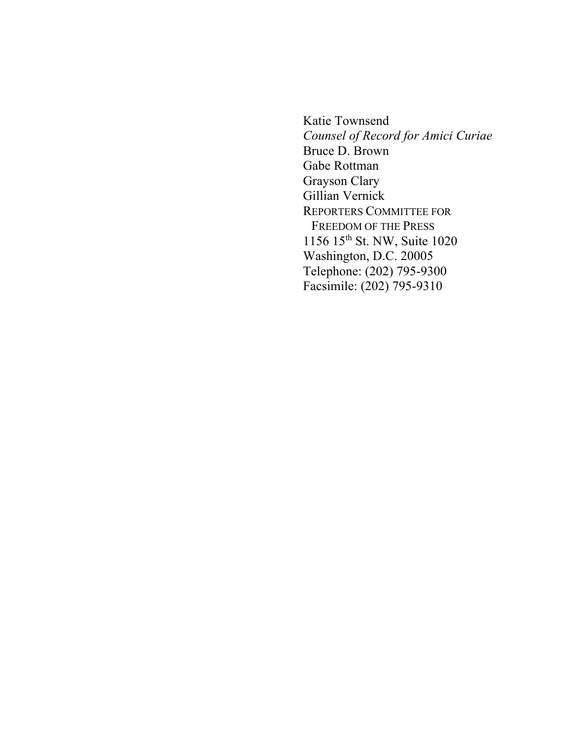Katie Townsend
*Counsel of Record for Amici Curiae*
Bruce D. Brown
Gabe Rottman
Grayson Clary
Gillian Vernick
REPORTERS COMMITTEE FOR
FREEDOM OF THE PRESS
1156 15th St. NW, Suite 1020
Washington, D.C. 20005
Telephone: (202) 795-9300
Facsimile: (202) 795-9310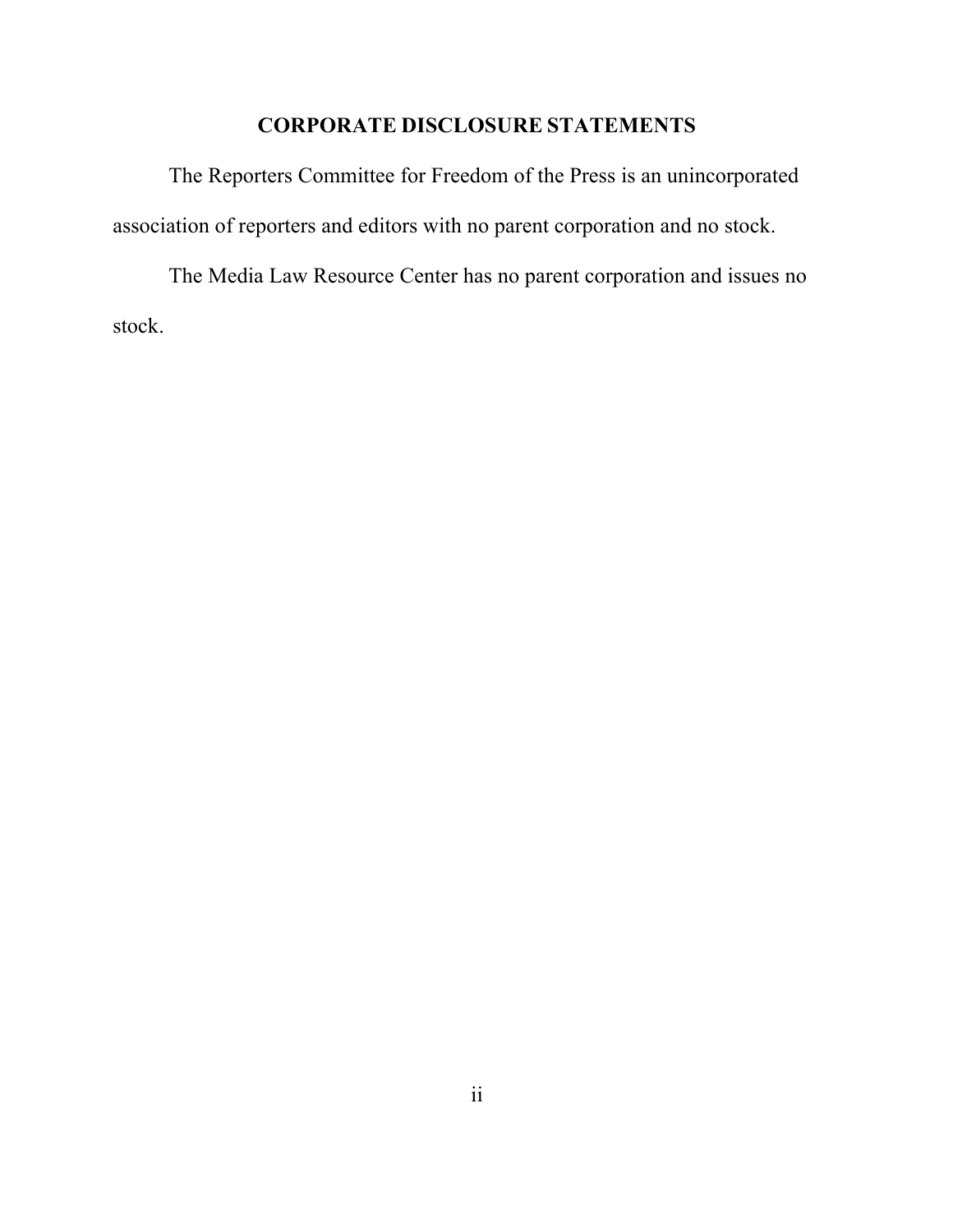# CORPORATE DISCLOSURE STATEMENTS

The Reporters Committee for Freedom of the Press is an unincorporated association of reporters and editors with no parent corporation and no stock.

The Media Law Resource Center has no parent corporation and issues no stock.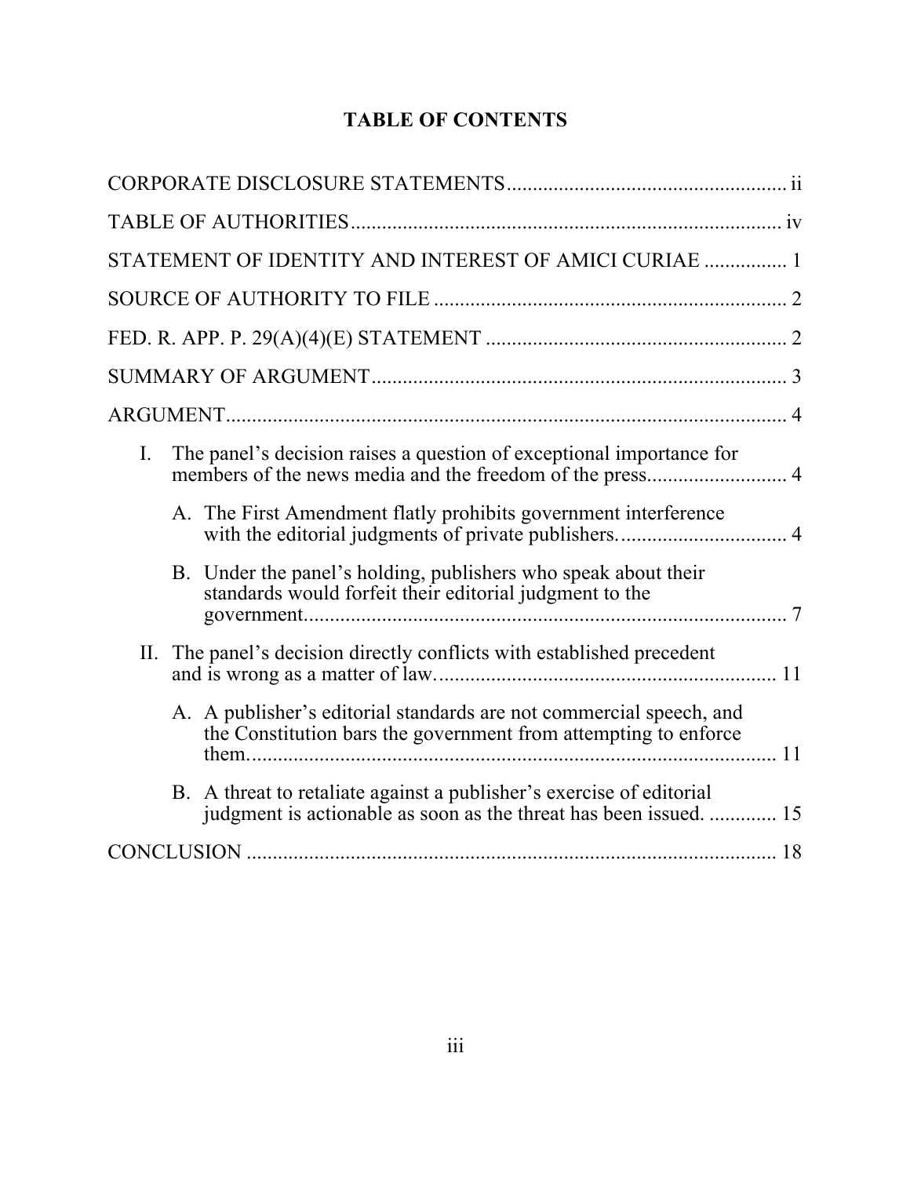# TABLE OF CONTENTS

CORPORATE DISCLOSURE STATEMENTS ..................................................... ii

TABLE OF AUTHORITIES ................................................................................ iv

STATEMENT OF IDENTITY AND INTEREST OF AMICI CURIAE ................ 1

SOURCE OF AUTHORITY TO FILE .................................................................. 2

FED. R. APP. P. 29(A)(4)(E) STATEMENT .......................................................... 2

SUMMARY OF ARGUMENT ................................................................................ 3

ARGUMENT ............................................................................................................ 4

I. The panel's decision raises a question of exceptional importance for members of the news media and the freedom of the press ........................... 4

   A. The First Amendment flatly prohibits government interference with the editorial judgments of private publishers. ................................ 4

   B. Under the panel's holding, publishers who speak about their standards would forfeit their editorial judgment to the government. ............................................................................................ 7

II. The panel's decision directly conflicts with established precedent and is wrong as a matter of law. ................................................................ 11

   A. A publisher's editorial standards are not commercial speech, and the Constitution bars the government from attempting to enforce them. ...................................................................................................... 11

   B. A threat to retaliate against a publisher's exercise of editorial judgment is actionable as soon as the threat has been issued. ............. 15

CONCLUSION ....................................................................................................... 18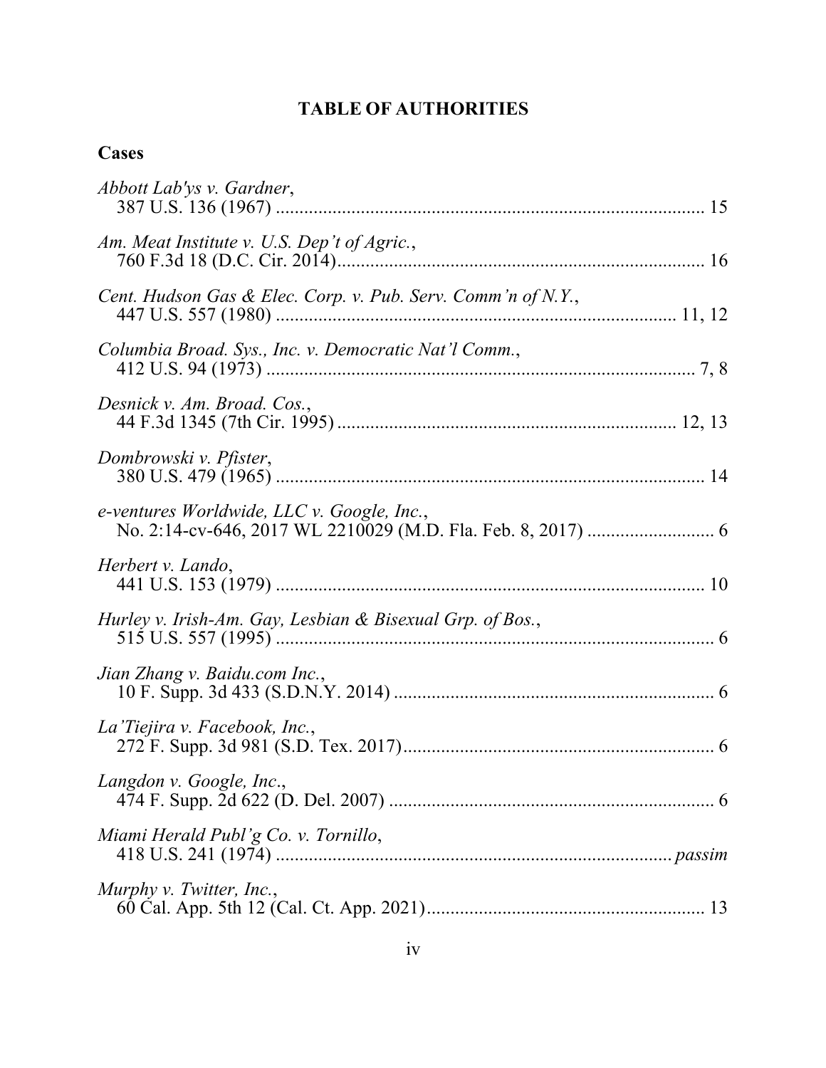# TABLE OF AUTHORITIES

## Cases

*Abbott Lab'ys v. Gardner*,
387 U.S. 136 (1967) ........................................................................................ 15

*Am. Meat Institute v. U.S. Dep't of Agric.*,
760 F.3d 18 (D.C. Cir. 2014)........................................................................... 16

*Cent. Hudson Gas & Elec. Corp. v. Pub. Serv. Comm'n of N.Y.*,
447 U.S. 557 (1980) ................................................................................... 11, 12

*Columbia Broad. Sys., Inc. v. Democratic Nat'l Comm.*,
412 U.S. 94 (1973) ....................................................................................... 7, 8

*Desnick v. Am. Broad. Cos.*,
44 F.3d 1345 (7th Cir. 1995) ..................................................................... 12, 13

*Dombrowski v. Pfister*,
380 U.S. 479 (1965) ........................................................................................ 14

*e-ventures Worldwide, LLC v. Google, Inc.*,
No. 2:14-cv-646, 2017 WL 2210029 (M.D. Fla. Feb. 8, 2017) .......................... 6

*Herbert v. Lando*,
441 U.S. 153 (1979) ........................................................................................ 10

*Hurley v. Irish-Am. Gay, Lesbian & Bisexual Grp. of Bos.*,
515 U.S. 557 (1995) .......................................................................................... 6

*Jian Zhang v. Baidu.com Inc.*,
10 F. Supp. 3d 433 (S.D.N.Y. 2014) .................................................................. 6

*La'Tiejira v. Facebook, Inc.*,
272 F. Supp. 3d 981 (S.D. Tex. 2017)................................................................ 6

*Langdon v. Google, Inc.*,
474 F. Supp. 2d 622 (D. Del. 2007) ................................................................... 6

*Miami Herald Publ'g Co. v. Tornillo*,
418 U.S. 241 (1974) ................................................................................. *passim*

*Murphy v. Twitter, Inc.*,
60 Cal. App. 5th 12 (Cal. Ct. App. 2021)......................................................... 13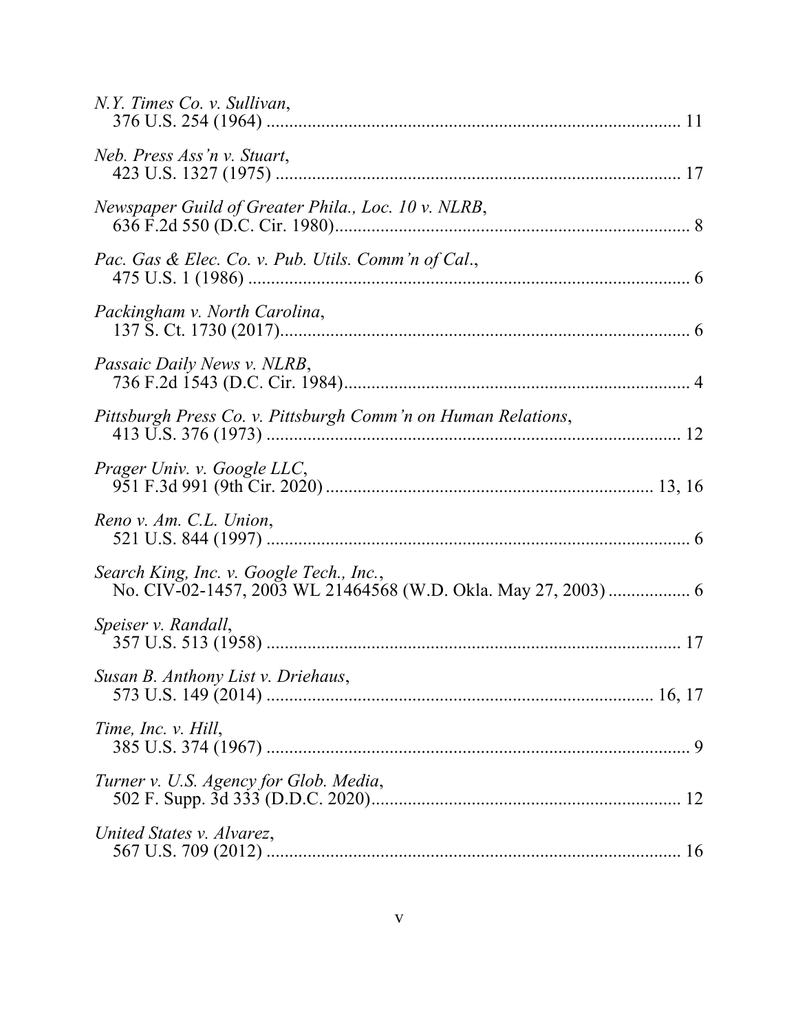*N.Y. Times Co. v. Sullivan*,
376 U.S. 254 (1964) .......................................................................................... 11

*Neb. Press Ass'n v. Stuart*,
423 U.S. 1327 (1975) ........................................................................................ 17

*Newspaper Guild of Greater Phila., Loc. 10 v. NLRB*,
636 F.2d 550 (D.C. Cir. 1980)............................................................................. 8

*Pac. Gas & Elec. Co. v. Pub. Utils. Comm'n of Cal.*,
475 U.S. 1 (1986) ................................................................................................ 6

*Packingham v. North Carolina*,
137 S. Ct. 1730 (2017)......................................................................................... 6

*Passaic Daily News v. NLRB*,
736 F.2d 1543 (D.C. Cir. 1984)........................................................................... 4

*Pittsburgh Press Co. v. Pittsburgh Comm'n on Human Relations*,
413 U.S. 376 (1973) .......................................................................................... 12

*Prager Univ. v. Google LLC*,
951 F.3d 991 (9th Cir. 2020) ...................................................................... 13, 16

*Reno v. Am. C.L. Union*,
521 U.S. 844 (1997) ............................................................................................ 6

*Search King, Inc. v. Google Tech., Inc.*,
No. CIV-02-1457, 2003 WL 21464568 (W.D. Okla. May 27, 2003) ................. 6

*Speiser v. Randall*,
357 U.S. 513 (1958) .......................................................................................... 17

*Susan B. Anthony List v. Driehaus*,
573 U.S. 149 (2014) .................................................................................... 16, 17

*Time, Inc. v. Hill*,
385 U.S. 374 (1967) ............................................................................................ 9

*Turner v. U.S. Agency for Glob. Media*,
502 F. Supp. 3d 333 (D.D.C. 2020)................................................................... 12

*United States v. Alvarez*,
567 U.S. 709 (2012) .......................................................................................... 16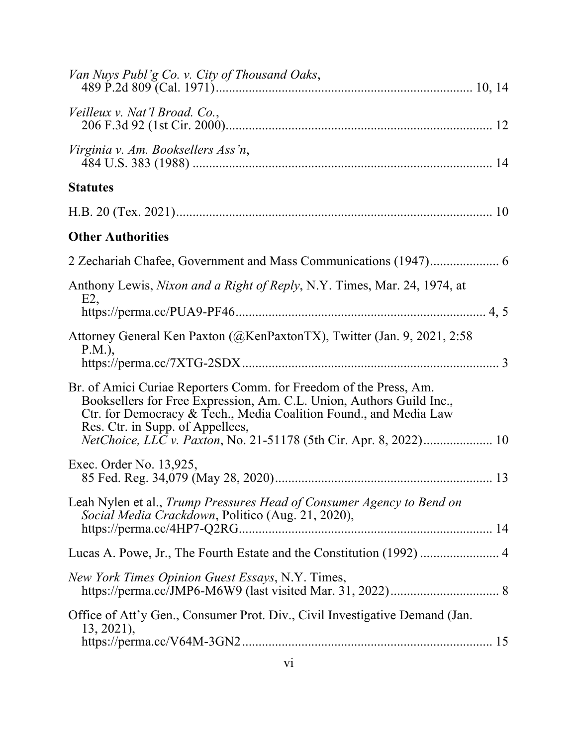*Van Nuys Publ'g Co. v. City of Thousand Oaks*,
489 P.2d 809 (Cal. 1971)............................................................................. 10, 14

*Veilleux v. Nat'l Broad. Co.*,
206 F.3d 92 (1st Cir. 2000)................................................................................ 12

*Virginia v. Am. Booksellers Ass'n*,
484 U.S. 383 (1988) .......................................................................................... 14

**Statutes**

H.B. 20 (Tex. 2021)............................................................................................... 10

**Other Authorities**

2 Zechariah Chafee, Government and Mass Communications (1947)..................... 6

Anthony Lewis, *Nixon and a Right of Reply*, N.Y. Times, Mar. 24, 1974, at E2,
https://perma.cc/PUA9-PF46........................................................................... 4, 5

Attorney General Ken Paxton (@KenPaxtonTX), Twitter (Jan. 9, 2021, 2:58 P.M.),
https://perma.cc/7XTG-2SDX............................................................................. 3

Br. of Amici Curiae Reporters Comm. for Freedom of the Press, Am. Booksellers for Free Expression, Am. C.L. Union, Authors Guild Inc., Ctr. for Democracy & Tech., Media Coalition Found., and Media Law Res. Ctr. in Supp. of Appellees,
*NetChoice, LLC v. Paxton*, No. 21-51178 (5th Cir. Apr. 8, 2022)..................... 10

Exec. Order No. 13,925,
85 Fed. Reg. 34,079 (May 28, 2020)................................................................. 13

Leah Nylen et al., *Trump Pressures Head of Consumer Agency to Bend on Social Media Crackdown*, Politico (Aug. 21, 2020),
https://perma.cc/4HP7-Q2RG............................................................................ 14

Lucas A. Powe, Jr., The Fourth Estate and the Constitution (1992) ........................ 4

*New York Times Opinion Guest Essays*, N.Y. Times,
https://perma.cc/JMP6-M6W9 (last visited Mar. 31, 2022)................................. 8

Office of Att'y Gen., Consumer Prot. Div., Civil Investigative Demand (Jan. 13, 2021),
https://perma.cc/V64M-3GN2............................................................................ 15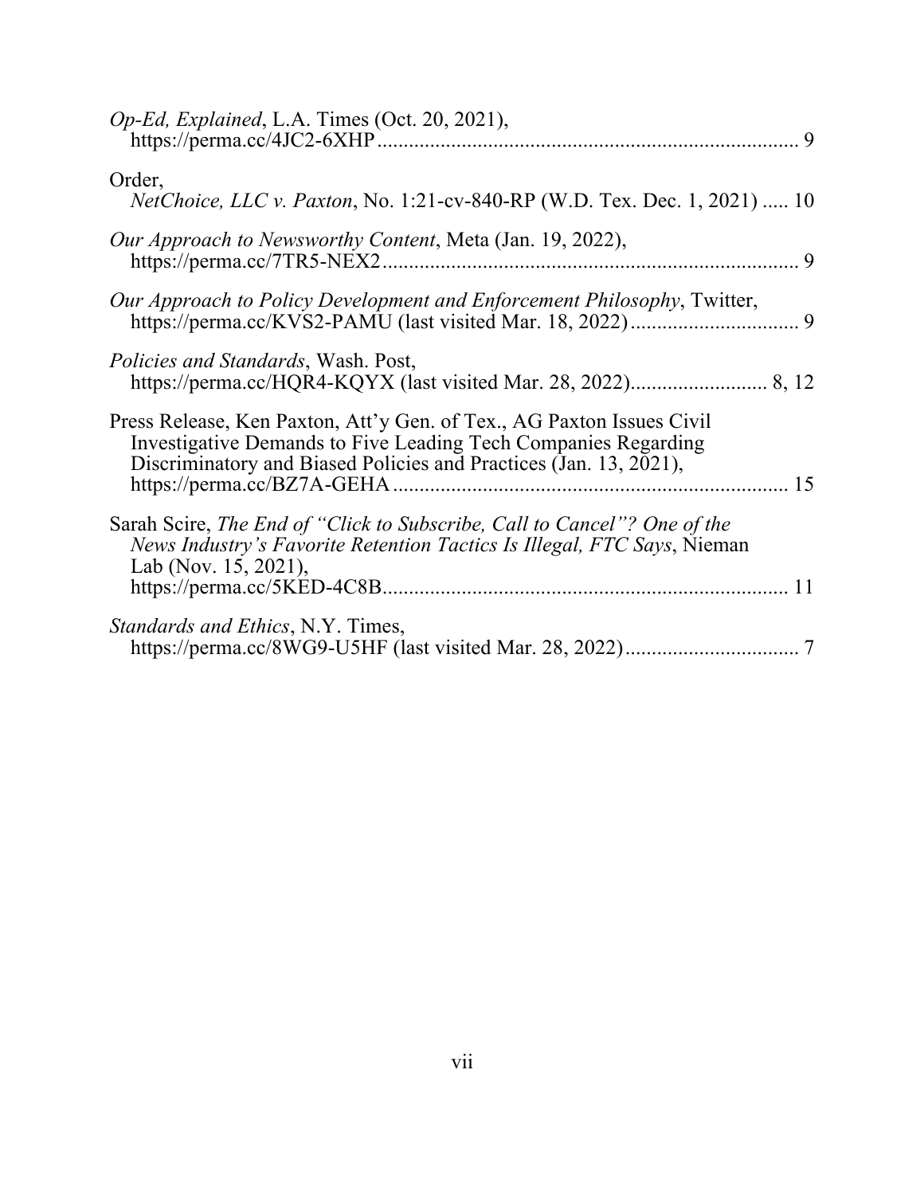*Op-Ed, Explained*, L.A. Times (Oct. 20, 2021), https://perma.cc/4JC2-6XHP ............................................................................. 9

Order, *NetChoice, LLC v. Paxton*, No. 1:21-cv-840-RP (W.D. Tex. Dec. 1, 2021) ..... 10

*Our Approach to Newsworthy Content*, Meta (Jan. 19, 2022), https://perma.cc/7TR5-NEX2 ............................................................................. 9

*Our Approach to Policy Development and Enforcement Philosophy*, Twitter, https://perma.cc/KVS2-PAMU (last visited Mar. 18, 2022) ................................ 9

*Policies and Standards*, Wash. Post, https://perma.cc/HQR4-KQYX (last visited Mar. 28, 2022) .......................... 8, 12

Press Release, Ken Paxton, Att'y Gen. of Tex., AG Paxton Issues Civil Investigative Demands to Five Leading Tech Companies Regarding Discriminatory and Biased Policies and Practices (Jan. 13, 2021), https://perma.cc/BZ7A-GEHA ........................................................................... 15

Sarah Scire, *The End of "Click to Subscribe, Call to Cancel"? One of the News Industry's Favorite Retention Tactics Is Illegal, FTC Says*, Nieman Lab (Nov. 15, 2021), https://perma.cc/5KED-4C8B ............................................................................ 11

*Standards and Ethics*, N.Y. Times, https://perma.cc/8WG9-U5HF (last visited Mar. 28, 2022) ................................. 7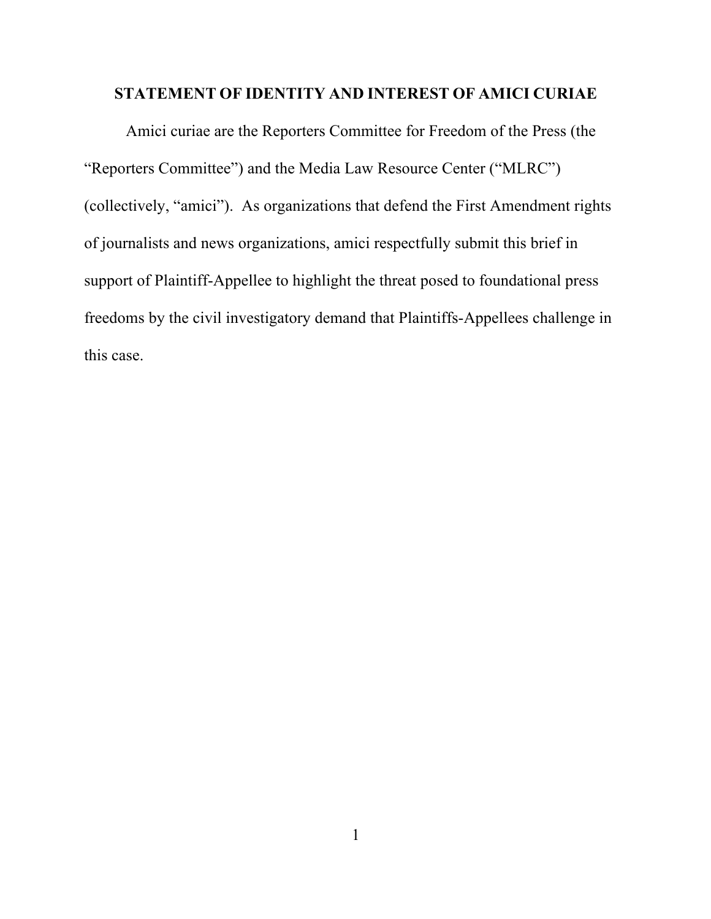## STATEMENT OF IDENTITY AND INTEREST OF AMICI CURIAE

Amici curiae are the Reporters Committee for Freedom of the Press (the "Reporters Committee") and the Media Law Resource Center ("MLRC") (collectively, "amici"). As organizations that defend the First Amendment rights of journalists and news organizations, amici respectfully submit this brief in support of Plaintiff-Appellee to highlight the threat posed to foundational press freedoms by the civil investigatory demand that Plaintiffs-Appellees challenge in this case.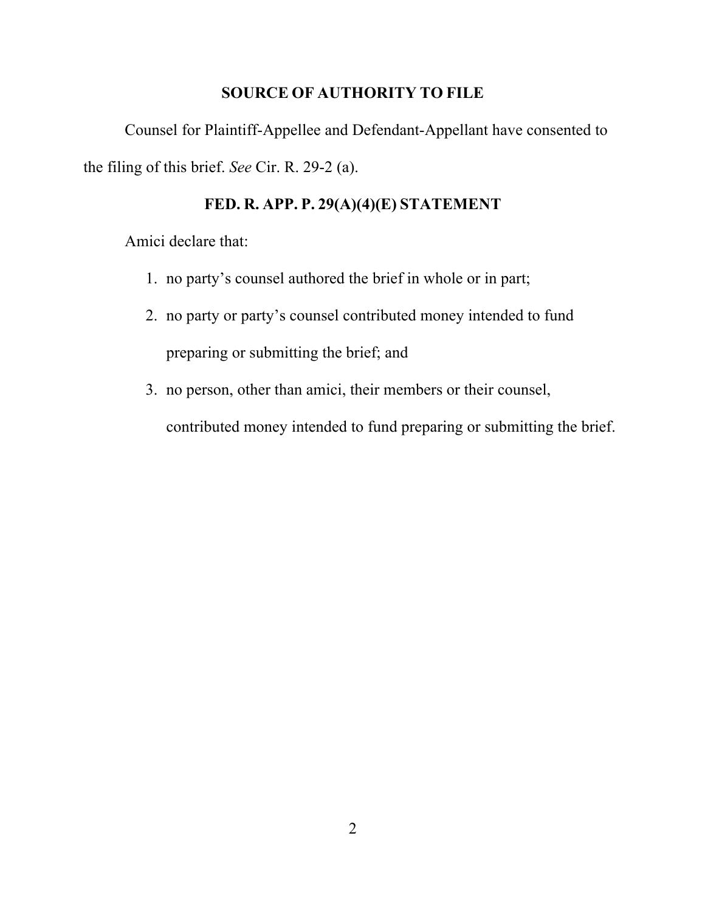## SOURCE OF AUTHORITY TO FILE

Counsel for Plaintiff-Appellee and Defendant-Appellant have consented to the filing of this brief. *See* Cir. R. 29-2 (a).

## FED. R. APP. P. 29(A)(4)(E) STATEMENT

Amici declare that:

1. no party's counsel authored the brief in whole or in part;
2. no party or party's counsel contributed money intended to fund preparing or submitting the brief; and
3. no person, other than amici, their members or their counsel, contributed money intended to fund preparing or submitting the brief.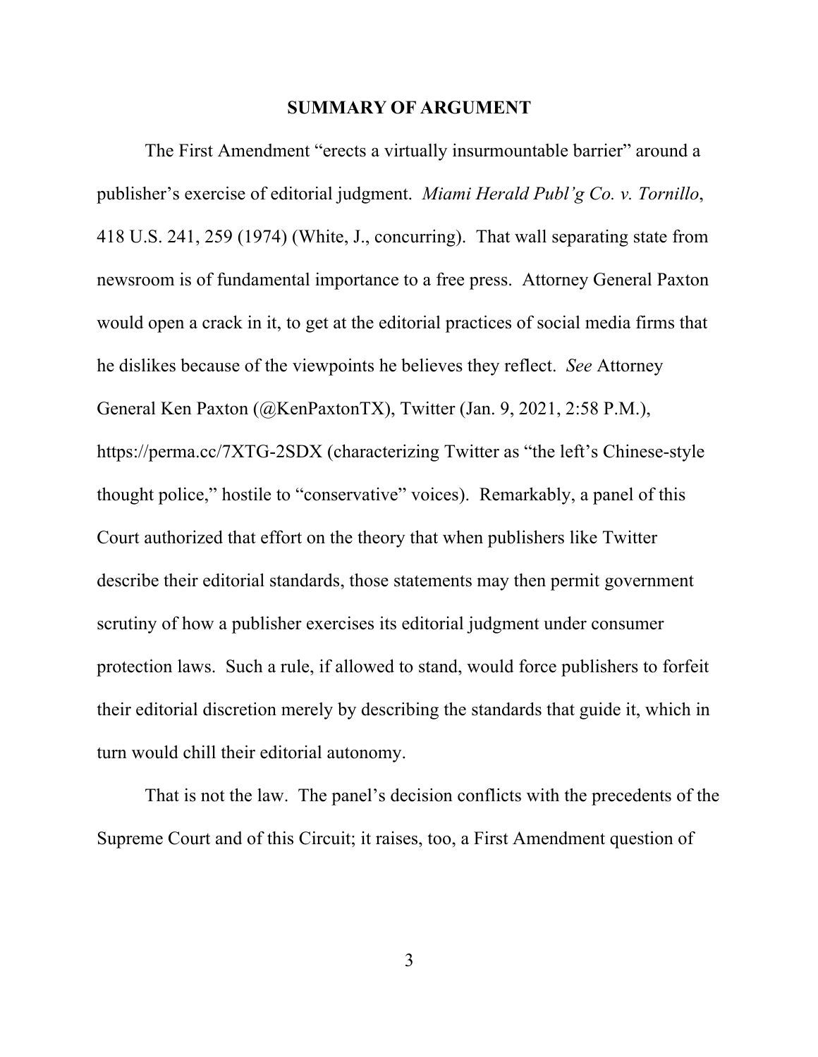## SUMMARY OF ARGUMENT

The First Amendment "erects a virtually insurmountable barrier" around a publisher's exercise of editorial judgment. *Miami Herald Publ'g Co. v. Tornillo*, 418 U.S. 241, 259 (1974) (White, J., concurring). That wall separating state from newsroom is of fundamental importance to a free press. Attorney General Paxton would open a crack in it, to get at the editorial practices of social media firms that he dislikes because of the viewpoints he believes they reflect. *See* Attorney General Ken Paxton (@KenPaxtonTX), Twitter (Jan. 9, 2021, 2:58 P.M.), https://perma.cc/7XTG-2SDX (characterizing Twitter as "the left's Chinese-style thought police," hostile to "conservative" voices). Remarkably, a panel of this Court authorized that effort on the theory that when publishers like Twitter describe their editorial standards, those statements may then permit government scrutiny of how a publisher exercises its editorial judgment under consumer protection laws. Such a rule, if allowed to stand, would force publishers to forfeit their editorial discretion merely by describing the standards that guide it, which in turn would chill their editorial autonomy.

That is not the law. The panel's decision conflicts with the precedents of the Supreme Court and of this Circuit; it raises, too, a First Amendment question of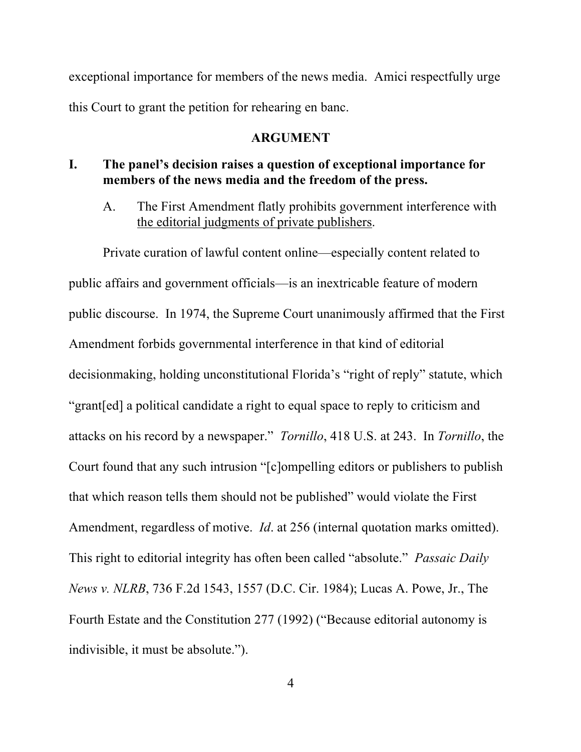exceptional importance for members of the news media. Amici respectfully urge this Court to grant the petition for rehearing en banc.

## ARGUMENT

### I. The panel's decision raises a question of exceptional importance for members of the news media and the freedom of the press.

#### A. The First Amendment flatly prohibits government interference with <u>the editorial judgments of private publishers</u>.

Private curation of lawful content online—especially content related to public affairs and government officials—is an inextricable feature of modern public discourse. In 1974, the Supreme Court unanimously affirmed that the First Amendment forbids governmental interference in that kind of editorial decisionmaking, holding unconstitutional Florida's "right of reply" statute, which "grant[ed] a political candidate a right to equal space to reply to criticism and attacks on his record by a newspaper." *Tornillo*, 418 U.S. at 243. In *Tornillo*, the Court found that any such intrusion "[c]ompelling editors or publishers to publish that which reason tells them should not be published" would violate the First Amendment, regardless of motive. *Id*. at 256 (internal quotation marks omitted). This right to editorial integrity has often been called "absolute." *Passaic Daily News v. NLRB*, 736 F.2d 1543, 1557 (D.C. Cir. 1984); Lucas A. Powe, Jr., The Fourth Estate and the Constitution 277 (1992) ("Because editorial autonomy is indivisible, it must be absolute.").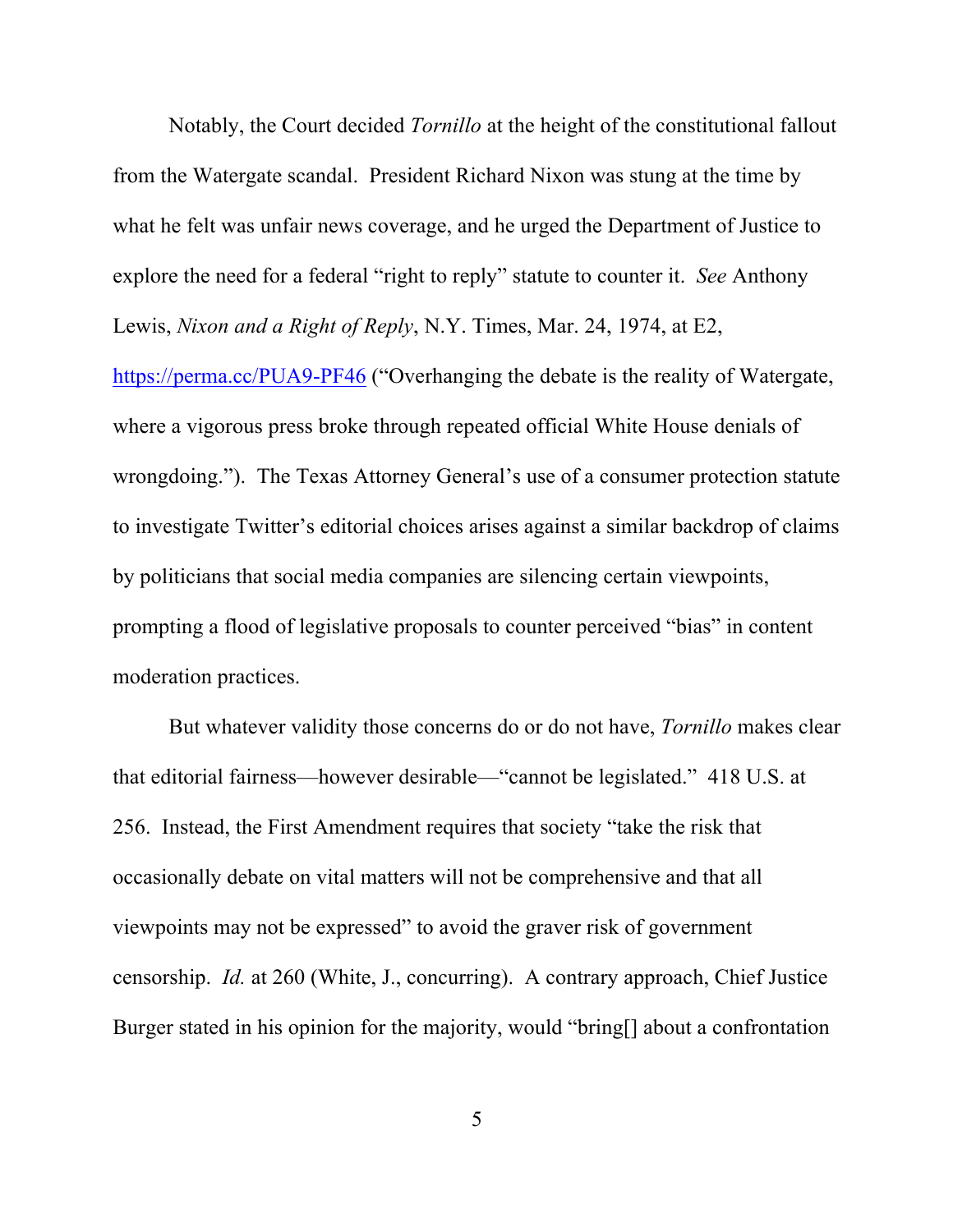Notably, the Court decided *Tornillo* at the height of the constitutional fallout from the Watergate scandal. President Richard Nixon was stung at the time by what he felt was unfair news coverage, and he urged the Department of Justice to explore the need for a federal "right to reply" statute to counter it. *See* Anthony Lewis, *Nixon and a Right of Reply*, N.Y. Times, Mar. 24, 1974, at E2, https://perma.cc/PUA9-PF46 ("Overhanging the debate is the reality of Watergate, where a vigorous press broke through repeated official White House denials of wrongdoing."). The Texas Attorney General's use of a consumer protection statute to investigate Twitter's editorial choices arises against a similar backdrop of claims by politicians that social media companies are silencing certain viewpoints, prompting a flood of legislative proposals to counter perceived "bias" in content moderation practices.

But whatever validity those concerns do or do not have, *Tornillo* makes clear that editorial fairness—however desirable—"cannot be legislated." 418 U.S. at 256. Instead, the First Amendment requires that society "take the risk that occasionally debate on vital matters will not be comprehensive and that all viewpoints may not be expressed" to avoid the graver risk of government censorship. *Id.* at 260 (White, J., concurring). A contrary approach, Chief Justice Burger stated in his opinion for the majority, would "bring[] about a confrontation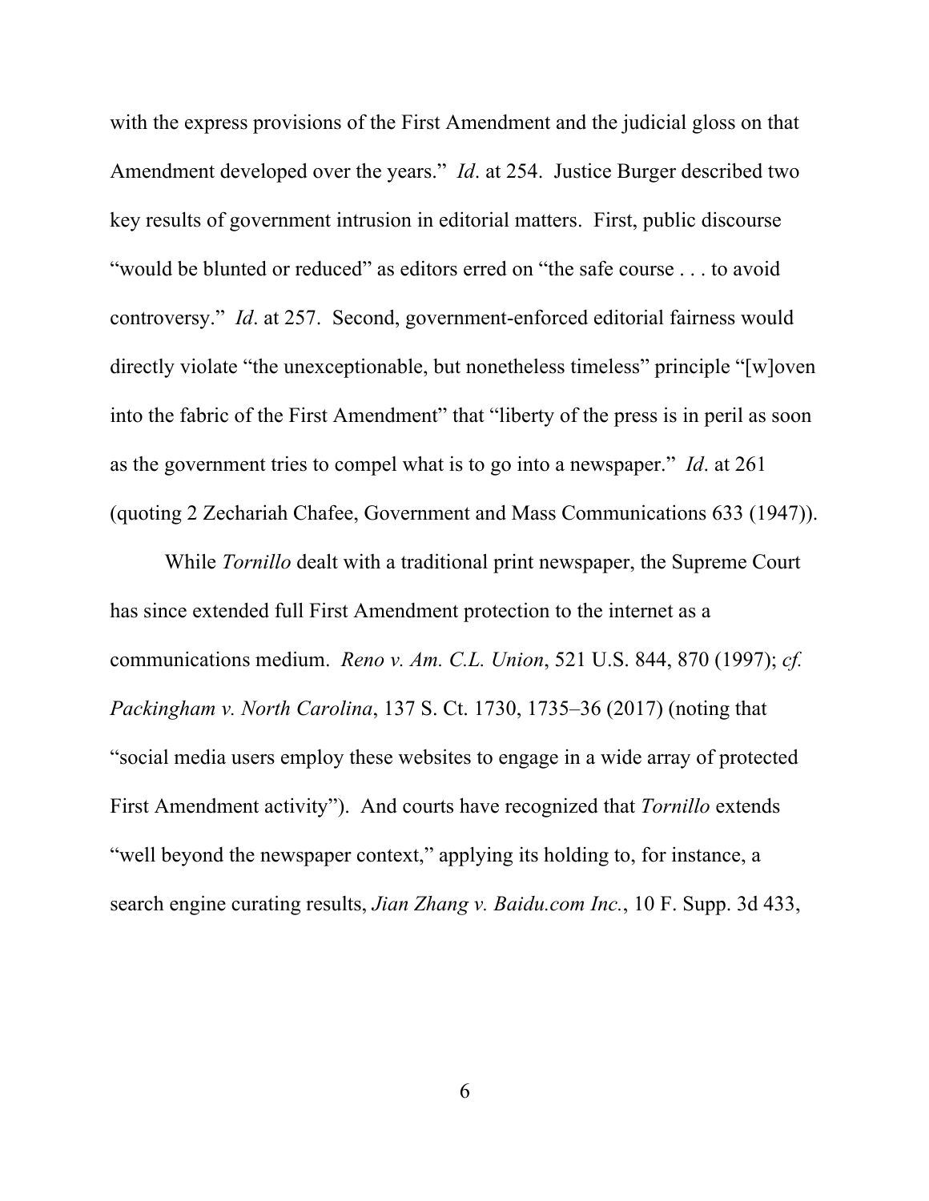with the express provisions of the First Amendment and the judicial gloss on that Amendment developed over the years." *Id*. at 254. Justice Burger described two key results of government intrusion in editorial matters. First, public discourse "would be blunted or reduced" as editors erred on "the safe course . . . to avoid controversy." *Id*. at 257. Second, government-enforced editorial fairness would directly violate "the unexceptionable, but nonetheless timeless" principle "[w]oven into the fabric of the First Amendment" that "liberty of the press is in peril as soon as the government tries to compel what is to go into a newspaper." *Id*. at 261 (quoting 2 Zechariah Chafee, Government and Mass Communications 633 (1947)).

While *Tornillo* dealt with a traditional print newspaper, the Supreme Court has since extended full First Amendment protection to the internet as a communications medium. *Reno v. Am. C.L. Union*, 521 U.S. 844, 870 (1997); *cf. Packingham v. North Carolina*, 137 S. Ct. 1730, 1735–36 (2017) (noting that "social media users employ these websites to engage in a wide array of protected First Amendment activity"). And courts have recognized that *Tornillo* extends "well beyond the newspaper context," applying its holding to, for instance, a search engine curating results, *Jian Zhang v. Baidu.com Inc.*, 10 F. Supp. 3d 433,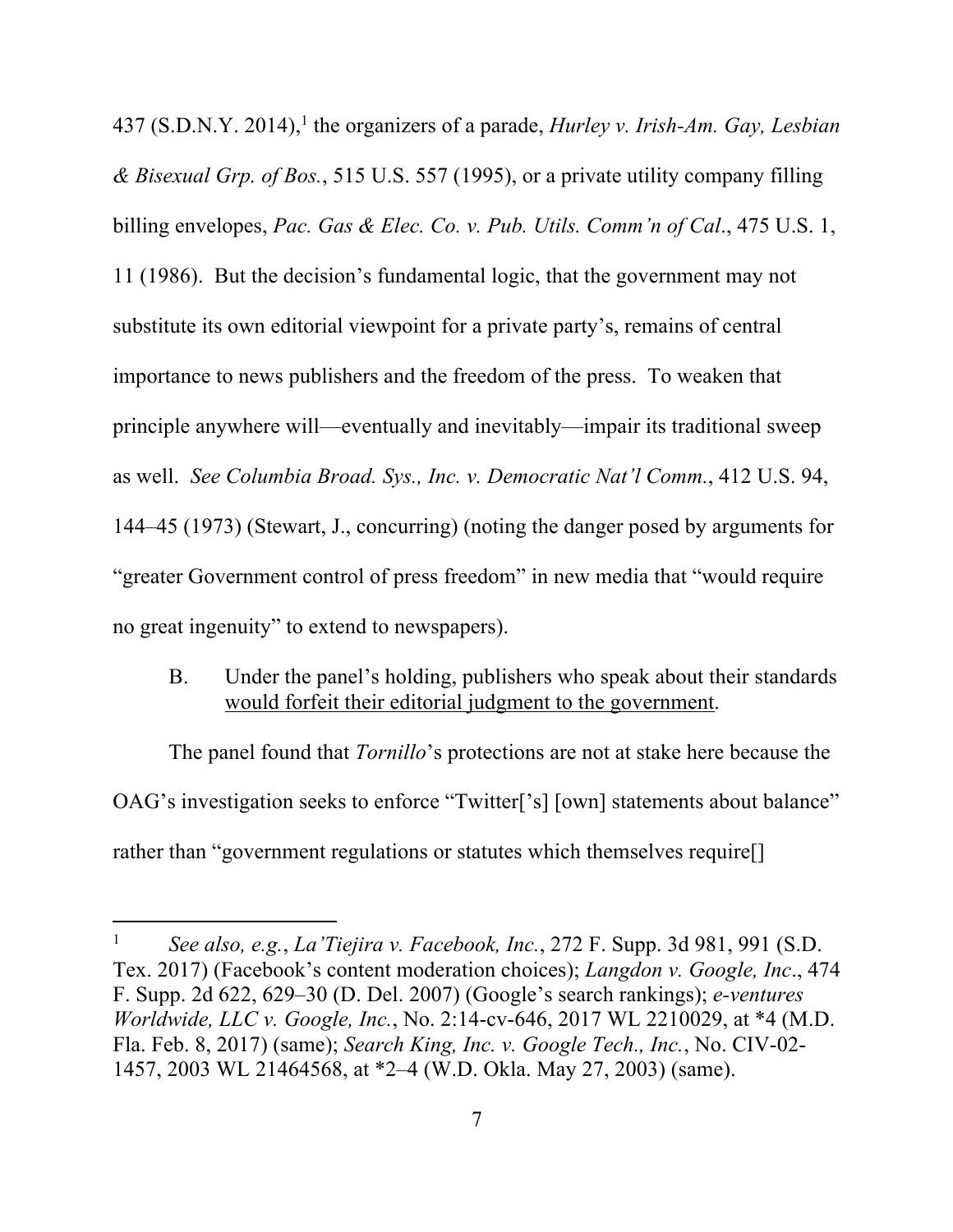437 (S.D.N.Y. 2014),[1] the organizers of a parade, *Hurley v. Irish-Am. Gay, Lesbian & Bisexual Grp. of Bos.*, 515 U.S. 557 (1995), or a private utility company filling billing envelopes, *Pac. Gas & Elec. Co. v. Pub. Utils. Comm'n of Cal*., 475 U.S. 1, 11 (1986). But the decision's fundamental logic, that the government may not substitute its own editorial viewpoint for a private party's, remains of central importance to news publishers and the freedom of the press. To weaken that principle anywhere will—eventually and inevitably—impair its traditional sweep as well. *See Columbia Broad. Sys., Inc. v. Democratic Nat'l Comm.*, 412 U.S. 94, 144–45 (1973) (Stewart, J., concurring) (noting the danger posed by arguments for "greater Government control of press freedom" in new media that "would require no great ingenuity" to extend to newspapers).

B. Under the panel's holding, publishers who speak about their standards would forfeit their editorial judgment to the government.

The panel found that *Tornillo*'s protections are not at stake here because the OAG's investigation seeks to enforce "Twitter['s] [own] statements about balance" rather than "government regulations or statutes which themselves require[]

---

[1] *See also, e.g.*, *La'Tiejira v. Facebook, Inc.*, 272 F. Supp. 3d 981, 991 (S.D. Tex. 2017) (Facebook's content moderation choices); *Langdon v. Google, Inc*., 474 F. Supp. 2d 622, 629–30 (D. Del. 2007) (Google's search rankings); *e-ventures Worldwide, LLC v. Google, Inc.*, No. 2:14-cv-646, 2017 WL 2210029, at *4 (M.D. Fla. Feb. 8, 2017) (same); *Search King, Inc. v. Google Tech., Inc.*, No. CIV-02-1457, 2003 WL 21464568, at *2–4 (W.D. Okla. May 27, 2003) (same).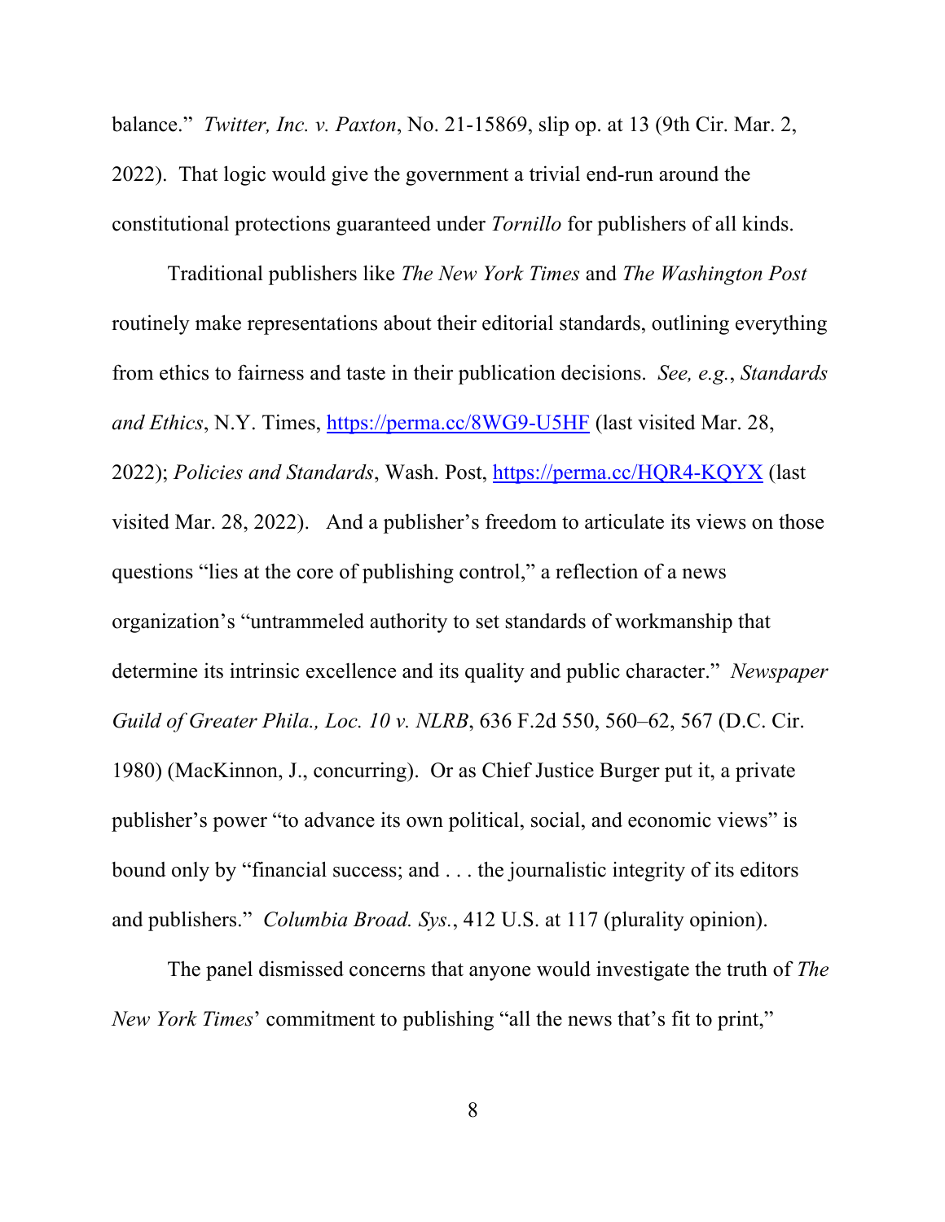balance." *Twitter, Inc. v. Paxton*, No. 21-15869, slip op. at 13 (9th Cir. Mar. 2, 2022). That logic would give the government a trivial end-run around the constitutional protections guaranteed under *Tornillo* for publishers of all kinds.

Traditional publishers like *The New York Times* and *The Washington Post* routinely make representations about their editorial standards, outlining everything from ethics to fairness and taste in their publication decisions. *See, e.g.*, *Standards and Ethics*, N.Y. Times, https://perma.cc/8WG9-U5HF (last visited Mar. 28, 2022); *Policies and Standards*, Wash. Post, https://perma.cc/HQR4-KQYX (last visited Mar. 28, 2022). And a publisher's freedom to articulate its views on those questions "lies at the core of publishing control," a reflection of a news organization's "untrammeled authority to set standards of workmanship that determine its intrinsic excellence and its quality and public character." *Newspaper Guild of Greater Phila., Loc. 10 v. NLRB*, 636 F.2d 550, 560–62, 567 (D.C. Cir. 1980) (MacKinnon, J., concurring). Or as Chief Justice Burger put it, a private publisher's power "to advance its own political, social, and economic views" is bound only by "financial success; and . . . the journalistic integrity of its editors and publishers." *Columbia Broad. Sys.*, 412 U.S. at 117 (plurality opinion).

The panel dismissed concerns that anyone would investigate the truth of *The New York Times*' commitment to publishing "all the news that's fit to print,"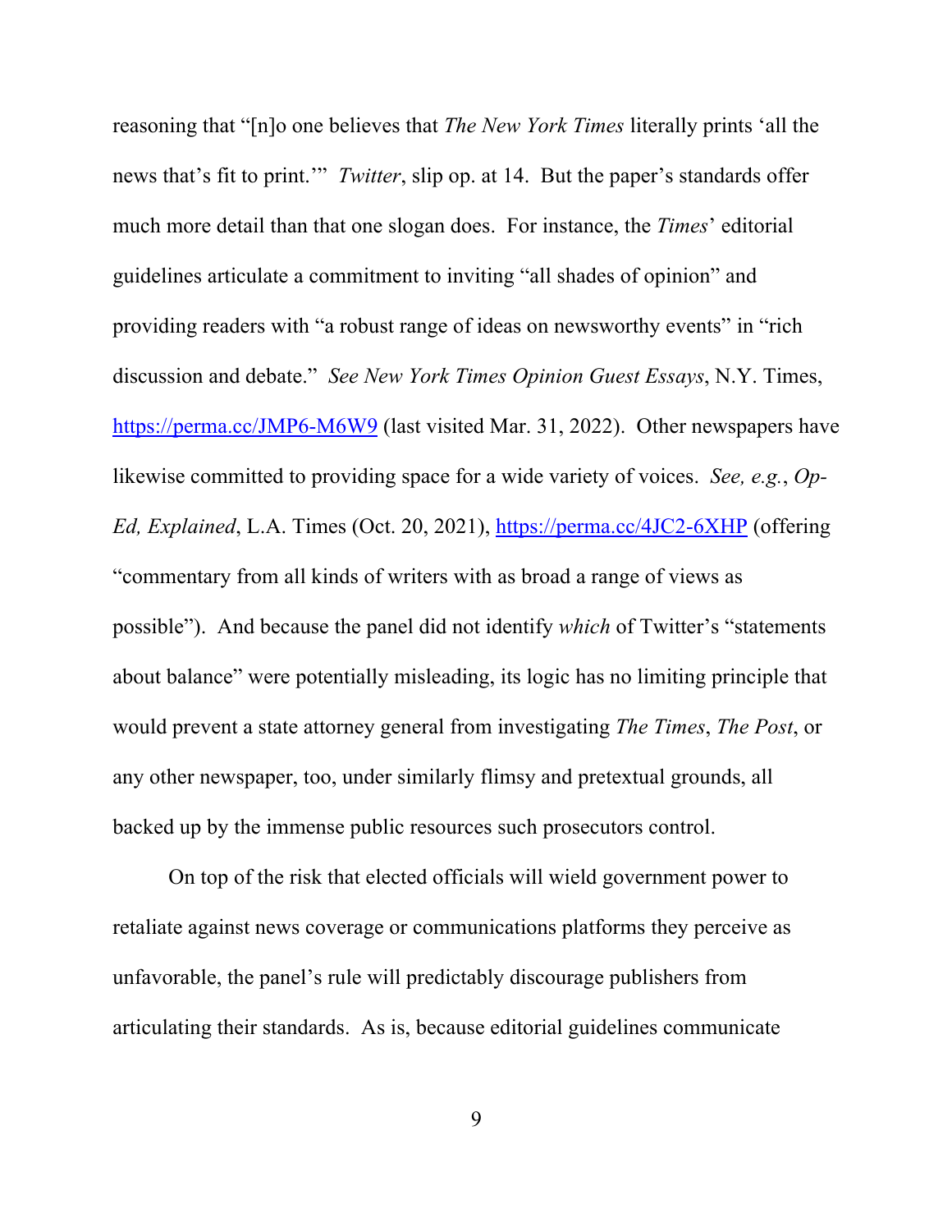reasoning that "[n]o one believes that *The New York Times* literally prints 'all the news that's fit to print.'" *Twitter*, slip op. at 14. But the paper's standards offer much more detail than that one slogan does. For instance, the *Times*' editorial guidelines articulate a commitment to inviting "all shades of opinion" and providing readers with "a robust range of ideas on newsworthy events" in "rich discussion and debate." *See New York Times Opinion Guest Essays*, N.Y. Times, https://perma.cc/JMP6-M6W9 (last visited Mar. 31, 2022). Other newspapers have likewise committed to providing space for a wide variety of voices. *See, e.g.*, *Op-Ed, Explained*, L.A. Times (Oct. 20, 2021), https://perma.cc/4JC2-6XHP (offering "commentary from all kinds of writers with as broad a range of views as possible"). And because the panel did not identify *which* of Twitter's "statements about balance" were potentially misleading, its logic has no limiting principle that would prevent a state attorney general from investigating *The Times*, *The Post*, or any other newspaper, too, under similarly flimsy and pretextual grounds, all backed up by the immense public resources such prosecutors control.

On top of the risk that elected officials will wield government power to retaliate against news coverage or communications platforms they perceive as unfavorable, the panel's rule will predictably discourage publishers from articulating their standards. As is, because editorial guidelines communicate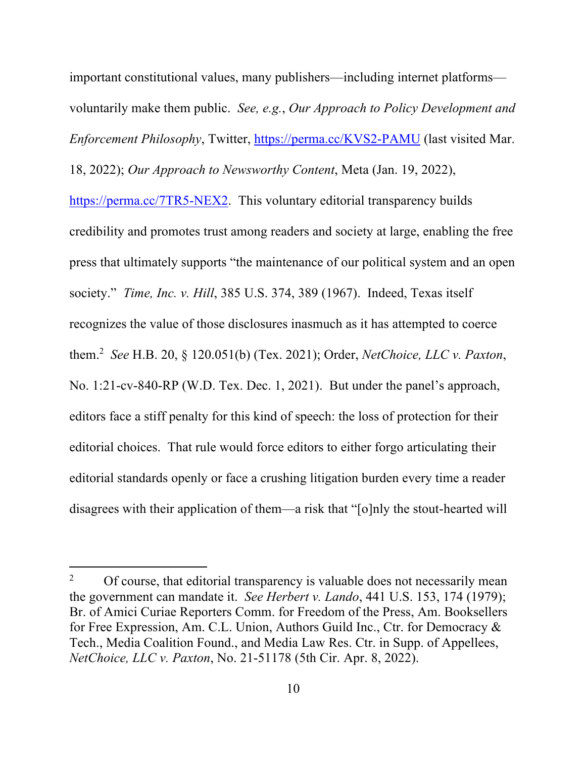important constitutional values, many publishers—including internet platforms—voluntarily make them public. *See, e.g.*, *Our Approach to Policy Development and Enforcement Philosophy*, Twitter, https://perma.cc/KVS2-PAMU (last visited Mar. 18, 2022); *Our Approach to Newsworthy Content*, Meta (Jan. 19, 2022), https://perma.cc/7TR5-NEX2. This voluntary editorial transparency builds credibility and promotes trust among readers and society at large, enabling the free press that ultimately supports "the maintenance of our political system and an open society." *Time, Inc. v. Hill*, 385 U.S. 374, 389 (1967). Indeed, Texas itself recognizes the value of those disclosures inasmuch as it has attempted to coerce them.[2] *See* H.B. 20, § 120.051(b) (Tex. 2021); Order, *NetChoice, LLC v. Paxton*, No. 1:21-cv-840-RP (W.D. Tex. Dec. 1, 2021). But under the panel's approach, editors face a stiff penalty for this kind of speech: the loss of protection for their editorial choices. That rule would force editors to either forgo articulating their editorial standards openly or face a crushing litigation burden every time a reader disagrees with their application of them—a risk that "[o]nly the stout-hearted will

---

[2] Of course, that editorial transparency is valuable does not necessarily mean the government can mandate it. *See Herbert v. Lando*, 441 U.S. 153, 174 (1979); Br. of Amici Curiae Reporters Comm. for Freedom of the Press, Am. Booksellers for Free Expression, Am. C.L. Union, Authors Guild Inc., Ctr. for Democracy & Tech., Media Coalition Found., and Media Law Res. Ctr. in Supp. of Appellees, *NetChoice, LLC v. Paxton*, No. 21-51178 (5th Cir. Apr. 8, 2022).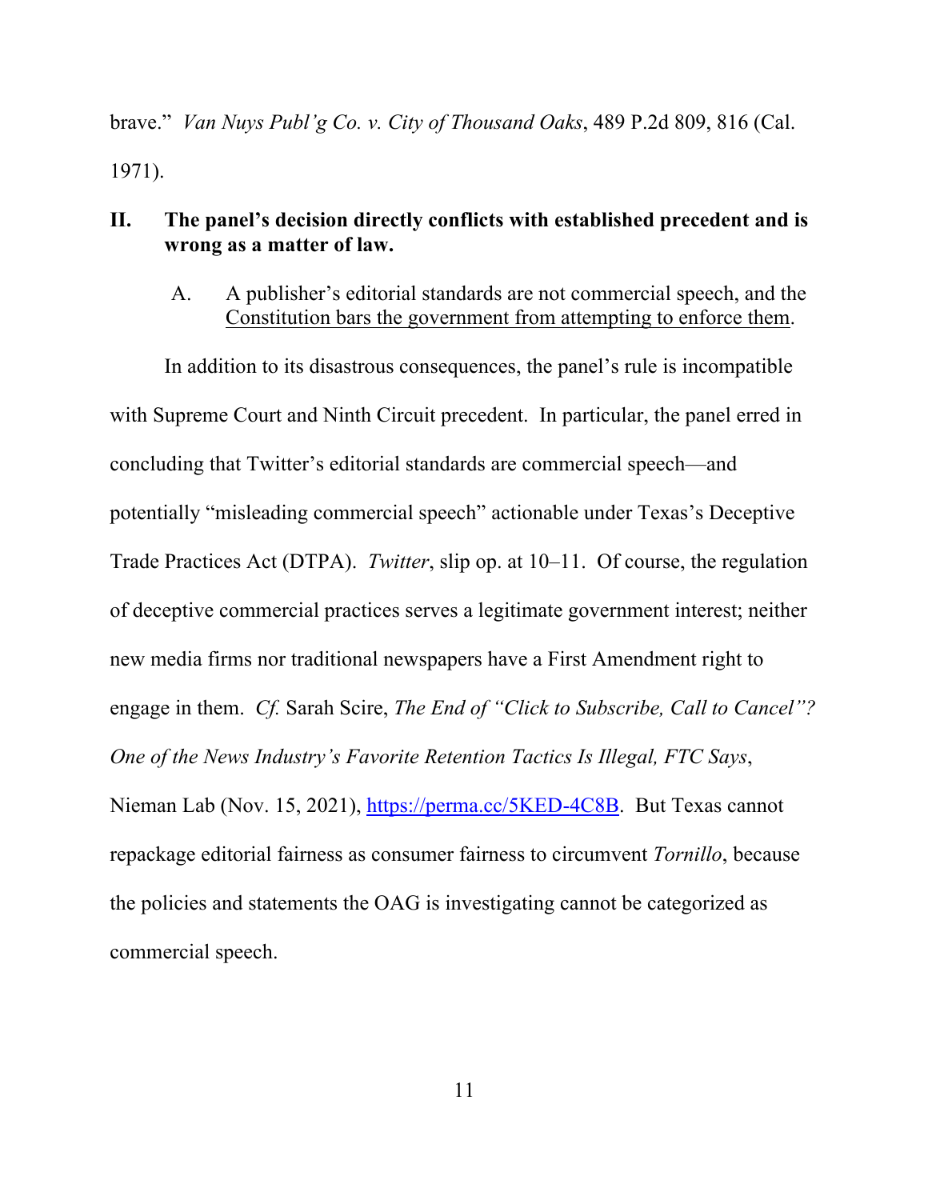brave." *Van Nuys Publ'g Co. v. City of Thousand Oaks*, 489 P.2d 809, 816 (Cal. 1971).

## II. The panel's decision directly conflicts with established precedent and is wrong as a matter of law.

### A. A publisher's editorial standards are not commercial speech, and the Constitution bars the government from attempting to enforce them.

In addition to its disastrous consequences, the panel's rule is incompatible with Supreme Court and Ninth Circuit precedent. In particular, the panel erred in concluding that Twitter's editorial standards are commercial speech—and potentially "misleading commercial speech" actionable under Texas's Deceptive Trade Practices Act (DTPA). *Twitter*, slip op. at 10–11. Of course, the regulation of deceptive commercial practices serves a legitimate government interest; neither new media firms nor traditional newspapers have a First Amendment right to engage in them. *Cf.* Sarah Scire, *The End of "Click to Subscribe, Call to Cancel"? One of the News Industry's Favorite Retention Tactics Is Illegal, FTC Says*, Nieman Lab (Nov. 15, 2021), https://perma.cc/5KED-4C8B. But Texas cannot repackage editorial fairness as consumer fairness to circumvent *Tornillo*, because the policies and statements the OAG is investigating cannot be categorized as commercial speech.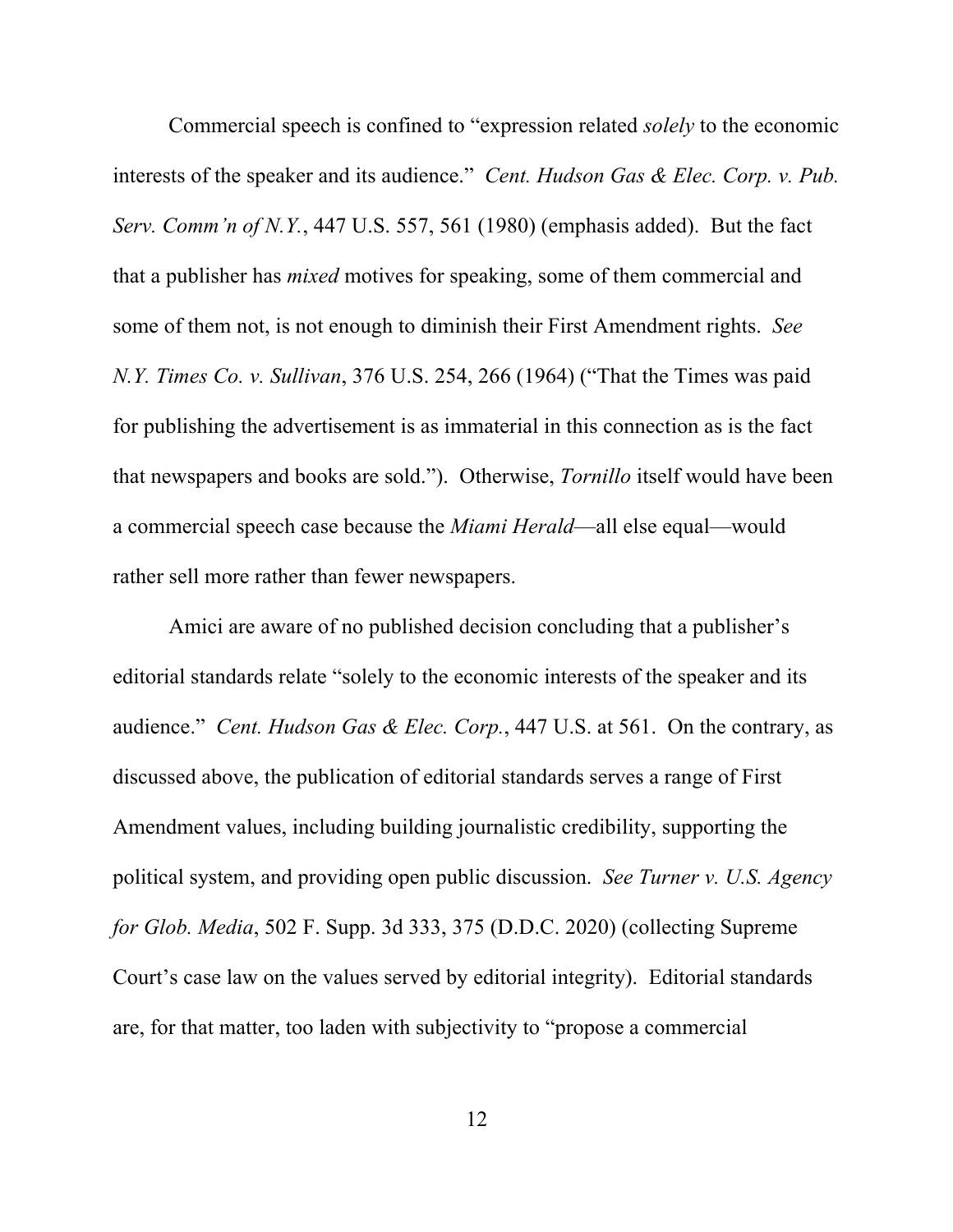Commercial speech is confined to "expression related *solely* to the economic interests of the speaker and its audience." *Cent. Hudson Gas & Elec. Corp. v. Pub. Serv. Comm'n of N.Y.*, 447 U.S. 557, 561 (1980) (emphasis added). But the fact that a publisher has *mixed* motives for speaking, some of them commercial and some of them not, is not enough to diminish their First Amendment rights. *See N.Y. Times Co. v. Sullivan*, 376 U.S. 254, 266 (1964) ("That the Times was paid for publishing the advertisement is as immaterial in this connection as is the fact that newspapers and books are sold."). Otherwise, *Tornillo* itself would have been a commercial speech case because the *Miami Herald*—all else equal—would rather sell more rather than fewer newspapers.

Amici are aware of no published decision concluding that a publisher's editorial standards relate "solely to the economic interests of the speaker and its audience." *Cent. Hudson Gas & Elec. Corp.*, 447 U.S. at 561. On the contrary, as discussed above, the publication of editorial standards serves a range of First Amendment values, including building journalistic credibility, supporting the political system, and providing open public discussion. *See Turner v. U.S. Agency for Glob. Media*, 502 F. Supp. 3d 333, 375 (D.D.C. 2020) (collecting Supreme Court's case law on the values served by editorial integrity). Editorial standards are, for that matter, too laden with subjectivity to "propose a commercial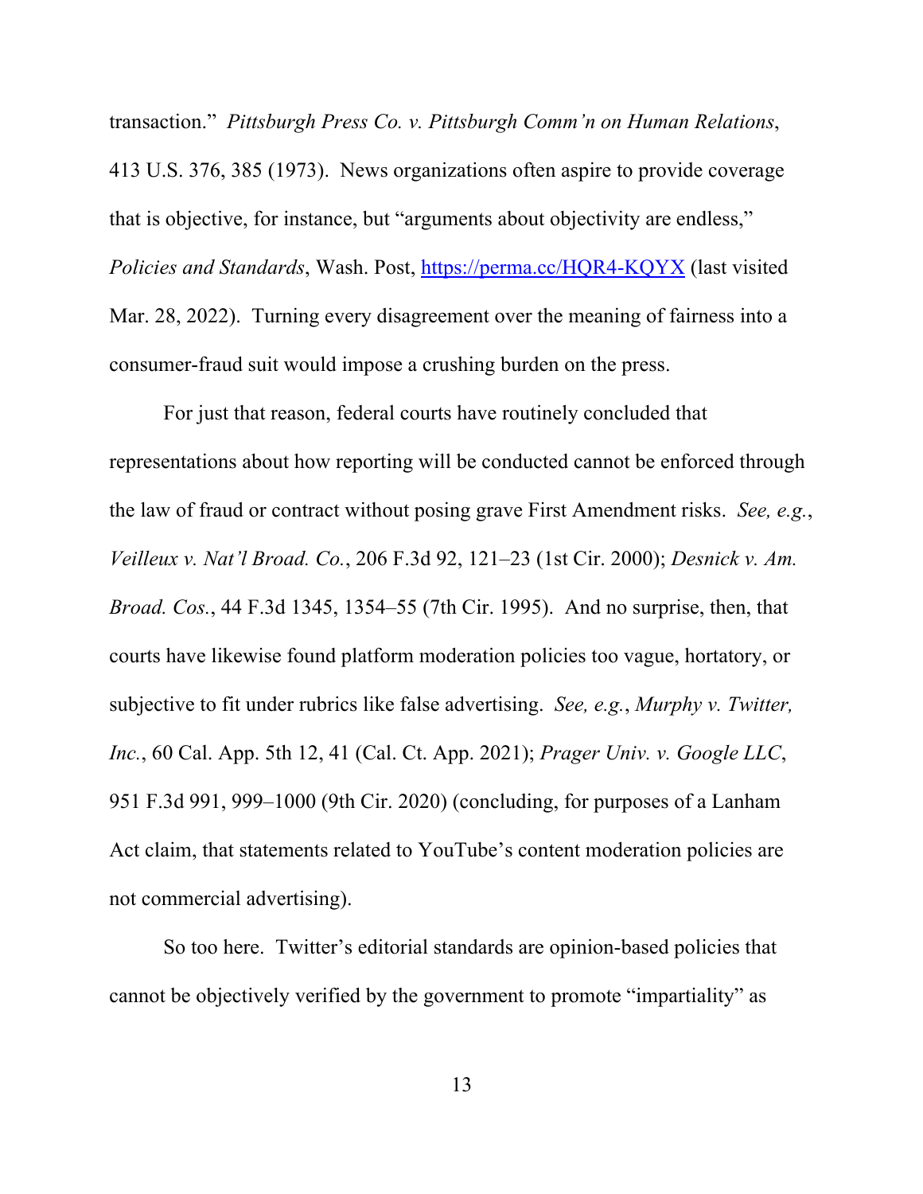transaction." *Pittsburgh Press Co. v. Pittsburgh Comm'n on Human Relations*, 413 U.S. 376, 385 (1973). News organizations often aspire to provide coverage that is objective, for instance, but "arguments about objectivity are endless," *Policies and Standards*, Wash. Post, https://perma.cc/HQR4-KQYX (last visited Mar. 28, 2022). Turning every disagreement over the meaning of fairness into a consumer-fraud suit would impose a crushing burden on the press.

For just that reason, federal courts have routinely concluded that representations about how reporting will be conducted cannot be enforced through the law of fraud or contract without posing grave First Amendment risks. *See, e.g.*, *Veilleux v. Nat'l Broad. Co.*, 206 F.3d 92, 121–23 (1st Cir. 2000); *Desnick v. Am. Broad. Cos.*, 44 F.3d 1345, 1354–55 (7th Cir. 1995). And no surprise, then, that courts have likewise found platform moderation policies too vague, hortatory, or subjective to fit under rubrics like false advertising. *See, e.g.*, *Murphy v. Twitter, Inc.*, 60 Cal. App. 5th 12, 41 (Cal. Ct. App. 2021); *Prager Univ. v. Google LLC*, 951 F.3d 991, 999–1000 (9th Cir. 2020) (concluding, for purposes of a Lanham Act claim, that statements related to YouTube's content moderation policies are not commercial advertising).

So too here. Twitter's editorial standards are opinion-based policies that cannot be objectively verified by the government to promote "impartiality" as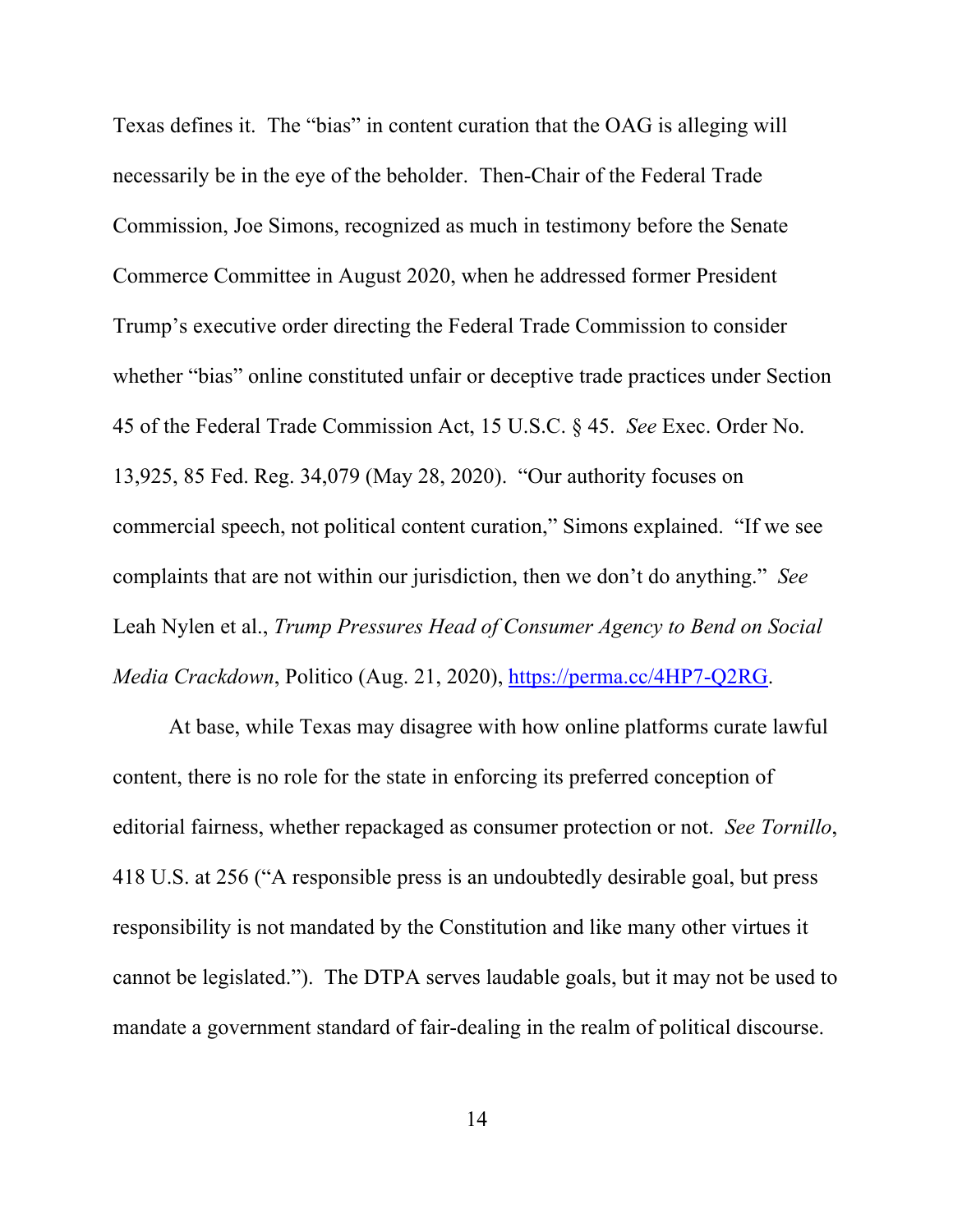Texas defines it. The "bias" in content curation that the OAG is alleging will necessarily be in the eye of the beholder. Then-Chair of the Federal Trade Commission, Joe Simons, recognized as much in testimony before the Senate Commerce Committee in August 2020, when he addressed former President Trump's executive order directing the Federal Trade Commission to consider whether "bias" online constituted unfair or deceptive trade practices under Section 45 of the Federal Trade Commission Act, 15 U.S.C. § 45. *See* Exec. Order No. 13,925, 85 Fed. Reg. 34,079 (May 28, 2020). "Our authority focuses on commercial speech, not political content curation," Simons explained. "If we see complaints that are not within our jurisdiction, then we don't do anything." *See* Leah Nylen et al., *Trump Pressures Head of Consumer Agency to Bend on Social Media Crackdown*, Politico (Aug. 21, 2020), https://perma.cc/4HP7-Q2RG.

At base, while Texas may disagree with how online platforms curate lawful content, there is no role for the state in enforcing its preferred conception of editorial fairness, whether repackaged as consumer protection or not. *See Tornillo*, 418 U.S. at 256 ("A responsible press is an undoubtedly desirable goal, but press responsibility is not mandated by the Constitution and like many other virtues it cannot be legislated."). The DTPA serves laudable goals, but it may not be used to mandate a government standard of fair-dealing in the realm of political discourse.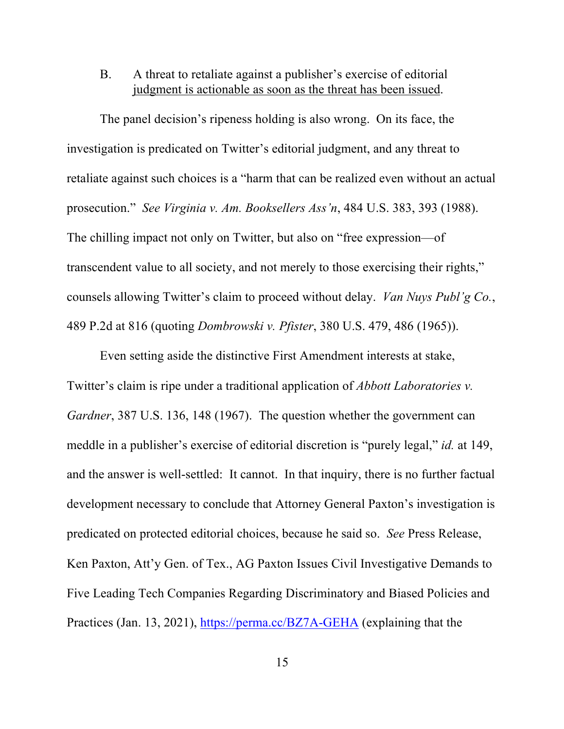B. A threat to retaliate against a publisher's exercise of editorial judgment is actionable as soon as the threat has been issued.

The panel decision's ripeness holding is also wrong. On its face, the investigation is predicated on Twitter's editorial judgment, and any threat to retaliate against such choices is a "harm that can be realized even without an actual prosecution." *See Virginia v. Am. Booksellers Ass'n*, 484 U.S. 383, 393 (1988). The chilling impact not only on Twitter, but also on "free expression—of transcendent value to all society, and not merely to those exercising their rights," counsels allowing Twitter's claim to proceed without delay. *Van Nuys Publ'g Co.*, 489 P.2d at 816 (quoting *Dombrowski v. Pfister*, 380 U.S. 479, 486 (1965)).

Even setting aside the distinctive First Amendment interests at stake, Twitter's claim is ripe under a traditional application of *Abbott Laboratories v. Gardner*, 387 U.S. 136, 148 (1967). The question whether the government can meddle in a publisher's exercise of editorial discretion is "purely legal," *id.* at 149, and the answer is well-settled: It cannot. In that inquiry, there is no further factual development necessary to conclude that Attorney General Paxton's investigation is predicated on protected editorial choices, because he said so. *See* Press Release, Ken Paxton, Att'y Gen. of Tex., AG Paxton Issues Civil Investigative Demands to Five Leading Tech Companies Regarding Discriminatory and Biased Policies and Practices (Jan. 13, 2021), https://perma.cc/BZ7A-GEHA (explaining that the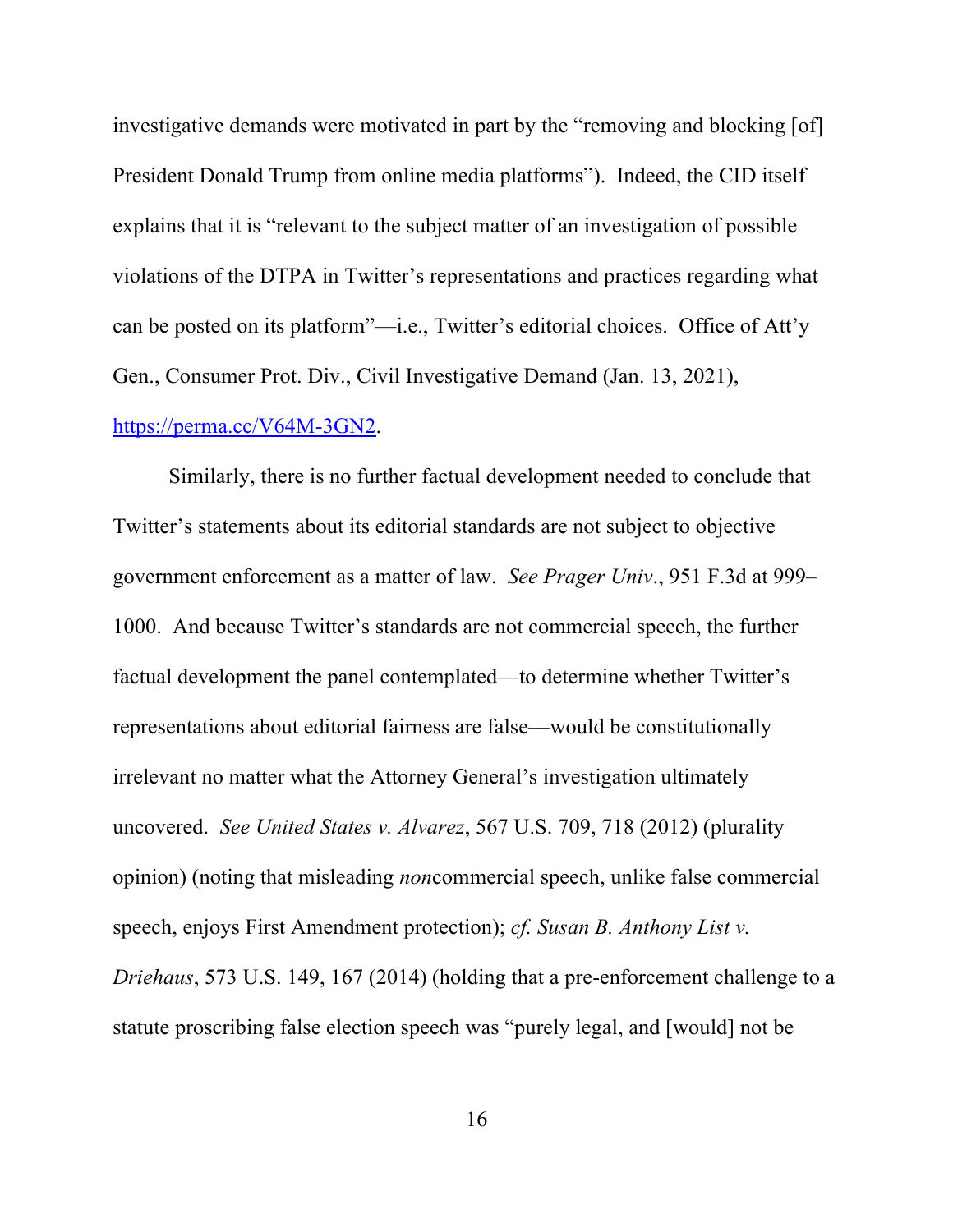investigative demands were motivated in part by the "removing and blocking [of] President Donald Trump from online media platforms"). Indeed, the CID itself explains that it is "relevant to the subject matter of an investigation of possible violations of the DTPA in Twitter's representations and practices regarding what can be posted on its platform"—i.e., Twitter's editorial choices. Office of Att'y Gen., Consumer Prot. Div., Civil Investigative Demand (Jan. 13, 2021), [https://perma.cc/V64M-3GN2](https://perma.cc/V64M-3GN2).

Similarly, there is no further factual development needed to conclude that Twitter's statements about its editorial standards are not subject to objective government enforcement as a matter of law. *See Prager Univ*., 951 F.3d at 999–1000. And because Twitter's standards are not commercial speech, the further factual development the panel contemplated—to determine whether Twitter's representations about editorial fairness are false—would be constitutionally irrelevant no matter what the Attorney General's investigation ultimately uncovered. *See United States v. Alvarez*, 567 U.S. 709, 718 (2012) (plurality opinion) (noting that misleading *non*commercial speech, unlike false commercial speech, enjoys First Amendment protection); *cf. Susan B. Anthony List v. Driehaus*, 573 U.S. 149, 167 (2014) (holding that a pre-enforcement challenge to a statute proscribing false election speech was "purely legal, and [would] not be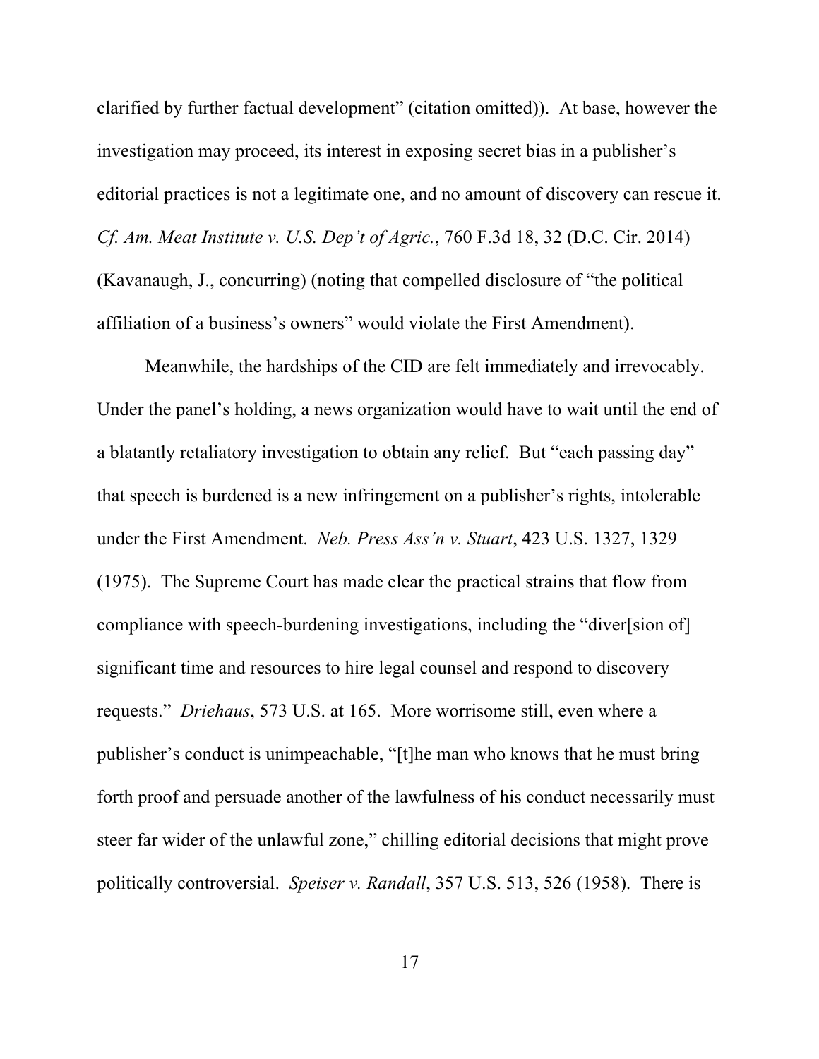clarified by further factual development" (citation omitted)). At base, however the investigation may proceed, its interest in exposing secret bias in a publisher's editorial practices is not a legitimate one, and no amount of discovery can rescue it. *Cf. Am. Meat Institute v. U.S. Dep't of Agric.*, 760 F.3d 18, 32 (D.C. Cir. 2014) (Kavanaugh, J., concurring) (noting that compelled disclosure of "the political affiliation of a business's owners" would violate the First Amendment).

Meanwhile, the hardships of the CID are felt immediately and irrevocably. Under the panel's holding, a news organization would have to wait until the end of a blatantly retaliatory investigation to obtain any relief. But "each passing day" that speech is burdened is a new infringement on a publisher's rights, intolerable under the First Amendment. *Neb. Press Ass'n v. Stuart*, 423 U.S. 1327, 1329 (1975). The Supreme Court has made clear the practical strains that flow from compliance with speech-burdening investigations, including the "diver[sion of] significant time and resources to hire legal counsel and respond to discovery requests." *Driehaus*, 573 U.S. at 165. More worrisome still, even where a publisher's conduct is unimpeachable, "[t]he man who knows that he must bring forth proof and persuade another of the lawfulness of his conduct necessarily must steer far wider of the unlawful zone," chilling editorial decisions that might prove politically controversial. *Speiser v. Randall*, 357 U.S. 513, 526 (1958). There is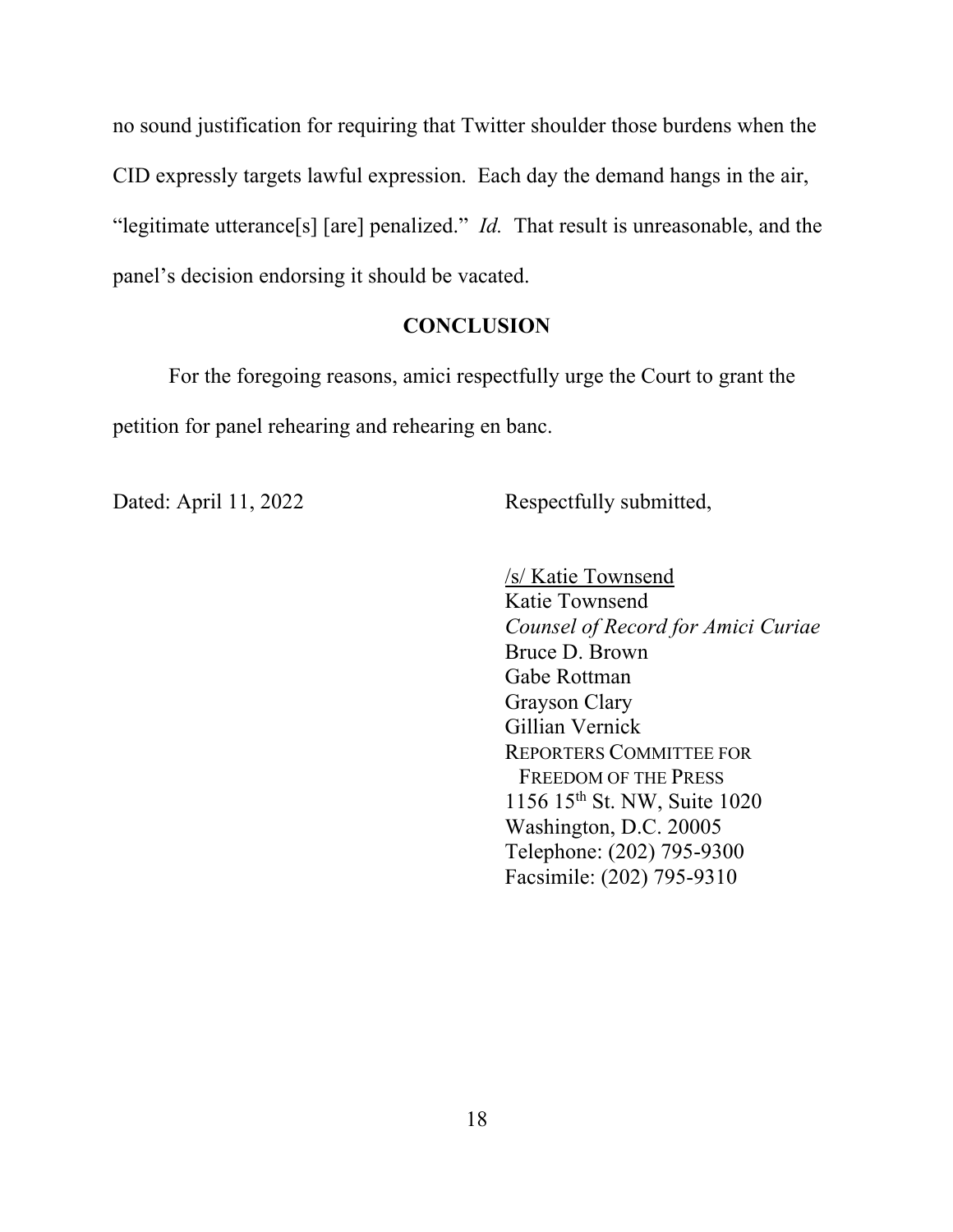no sound justification for requiring that Twitter shoulder those burdens when the CID expressly targets lawful expression. Each day the demand hangs in the air, "legitimate utterance[s] [are] penalized." *Id.* That result is unreasonable, and the panel's decision endorsing it should be vacated.

## CONCLUSION

For the foregoing reasons, amici respectfully urge the Court to grant the petition for panel rehearing and rehearing en banc.

Dated: April 11, 2022

Respectfully submitted,

/s/ Katie Townsend
Katie Townsend
*Counsel of Record for Amici Curiae*
Bruce D. Brown
Gabe Rottman
Grayson Clary
Gillian Vernick
REPORTERS COMMITTEE FOR FREEDOM OF THE PRESS
1156 15th St. NW, Suite 1020
Washington, D.C. 20005
Telephone: (202) 795-9300
Facsimile: (202) 795-9310